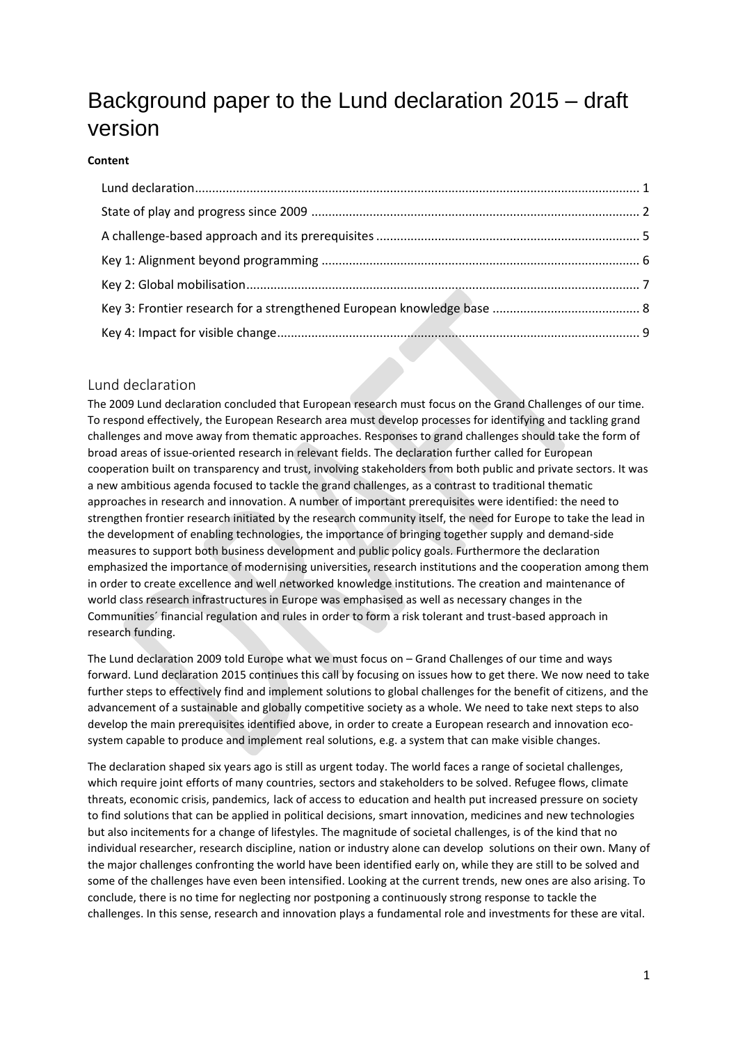# Background paper to the Lund declaration 2015 – draft version

**Content**

- Lund declaration ..... 1
- State of play and progress since 2009 ..... 2
- A challenge-based approach and its prerequisites ..... 5
- Key 1: Alignment beyond programming ..... 6
- Key 2: Global mobilisation ..... 7
- Key 3: Frontier research for a strengthened European knowledge base ..... 8
- Key 4: Impact for visible change ..... 9

## Lund declaration

The 2009 Lund declaration concluded that European research must focus on the Grand Challenges of our time. To respond effectively, the European Research area must develop processes for identifying and tackling grand challenges and move away from thematic approaches. Responses to grand challenges should take the form of broad areas of issue-oriented research in relevant fields. The declaration further called for European cooperation built on transparency and trust, involving stakeholders from both public and private sectors. It was a new ambitious agenda focused to tackle the grand challenges, as a contrast to traditional thematic approaches in research and innovation. A number of important prerequisites were identified: the need to strengthen frontier research initiated by the research community itself, the need for Europe to take the lead in the development of enabling technologies, the importance of bringing together supply and demand-side measures to support both business development and public policy goals. Furthermore the declaration emphasized the importance of modernising universities, research institutions and the cooperation among them in order to create excellence and well networked knowledge institutions. The creation and maintenance of world class research infrastructures in Europe was emphasised as well as necessary changes in the Communities´ financial regulation and rules in order to form a risk tolerant and trust-based approach in research funding.

The Lund declaration 2009 told Europe what we must focus on – Grand Challenges of our time and ways forward. Lund declaration 2015 continues this call by focusing on issues how to get there. We now need to take further steps to effectively find and implement solutions to global challenges for the benefit of citizens, and the advancement of a sustainable and globally competitive society as a whole. We need to take next steps to also develop the main prerequisites identified above, in order to create a European research and innovation eco-system capable to produce and implement real solutions, e.g. a system that can make visible changes.

The declaration shaped six years ago is still as urgent today. The world faces a range of societal challenges, which require joint efforts of many countries, sectors and stakeholders to be solved. Refugee flows, climate threats, economic crisis, pandemics, lack of access to education and health put increased pressure on society to find solutions that can be applied in political decisions, smart innovation, medicines and new technologies but also incitements for a change of lifestyles. The magnitude of societal challenges, is of the kind that no individual researcher, research discipline, nation or industry alone can develop solutions on their own. Many of the major challenges confronting the world have been identified early on, while they are still to be solved and some of the challenges have even been intensified. Looking at the current trends, new ones are also arising. To conclude, there is no time for neglecting nor postponing a continuously strong response to tackle the challenges. In this sense, research and innovation plays a fundamental role and investments for these are vital.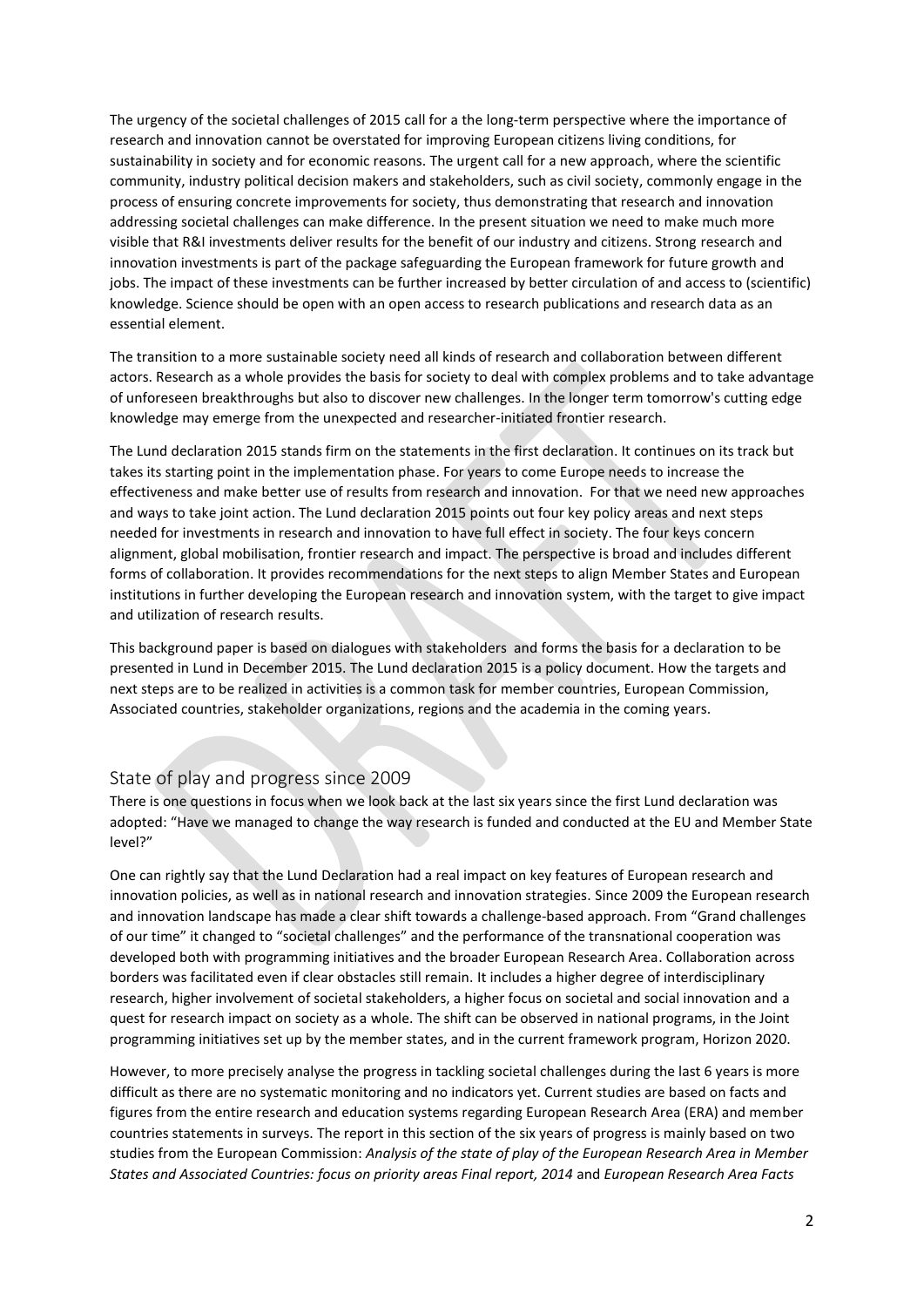The urgency of the societal challenges of 2015 call for a the long-term perspective where the importance of research and innovation cannot be overstated for improving European citizens living conditions, for sustainability in society and for economic reasons. The urgent call for a new approach, where the scientific community, industry political decision makers and stakeholders, such as civil society, commonly engage in the process of ensuring concrete improvements for society, thus demonstrating that research and innovation addressing societal challenges can make difference. In the present situation we need to make much more visible that R&I investments deliver results for the benefit of our industry and citizens. Strong research and innovation investments is part of the package safeguarding the European framework for future growth and jobs. The impact of these investments can be further increased by better circulation of and access to (scientific) knowledge. Science should be open with an open access to research publications and research data as an essential element.

The transition to a more sustainable society need all kinds of research and collaboration between different actors. Research as a whole provides the basis for society to deal with complex problems and to take advantage of unforeseen breakthroughs but also to discover new challenges. In the longer term tomorrow's cutting edge knowledge may emerge from the unexpected and researcher-initiated frontier research.

The Lund declaration 2015 stands firm on the statements in the first declaration. It continues on its track but takes its starting point in the implementation phase. For years to come Europe needs to increase the effectiveness and make better use of results from research and innovation. For that we need new approaches and ways to take joint action. The Lund declaration 2015 points out four key policy areas and next steps needed for investments in research and innovation to have full effect in society. The four keys concern alignment, global mobilisation, frontier research and impact. The perspective is broad and includes different forms of collaboration. It provides recommendations for the next steps to align Member States and European institutions in further developing the European research and innovation system, with the target to give impact and utilization of research results.

This background paper is based on dialogues with stakeholders and forms the basis for a declaration to be presented in Lund in December 2015. The Lund declaration 2015 is a policy document. How the targets and next steps are to be realized in activities is a common task for member countries, European Commission, Associated countries, stakeholder organizations, regions and the academia in the coming years.

## State of play and progress since 2009

There is one questions in focus when we look back at the last six years since the first Lund declaration was adopted: "Have we managed to change the way research is funded and conducted at the EU and Member State level?"

One can rightly say that the Lund Declaration had a real impact on key features of European research and innovation policies, as well as in national research and innovation strategies. Since 2009 the European research and innovation landscape has made a clear shift towards a challenge-based approach. From "Grand challenges of our time" it changed to "societal challenges" and the performance of the transnational cooperation was developed both with programming initiatives and the broader European Research Area. Collaboration across borders was facilitated even if clear obstacles still remain. It includes a higher degree of interdisciplinary research, higher involvement of societal stakeholders, a higher focus on societal and social innovation and a quest for research impact on society as a whole. The shift can be observed in national programs, in the Joint programming initiatives set up by the member states, and in the current framework program, Horizon 2020.

However, to more precisely analyse the progress in tackling societal challenges during the last 6 years is more difficult as there are no systematic monitoring and no indicators yet. Current studies are based on facts and figures from the entire research and education systems regarding European Research Area (ERA) and member countries statements in surveys. The report in this section of the six years of progress is mainly based on two studies from the European Commission: *Analysis of the state of play of the European Research Area in Member States and Associated Countries: focus on priority areas Final report, 2014* and *European Research Area Facts*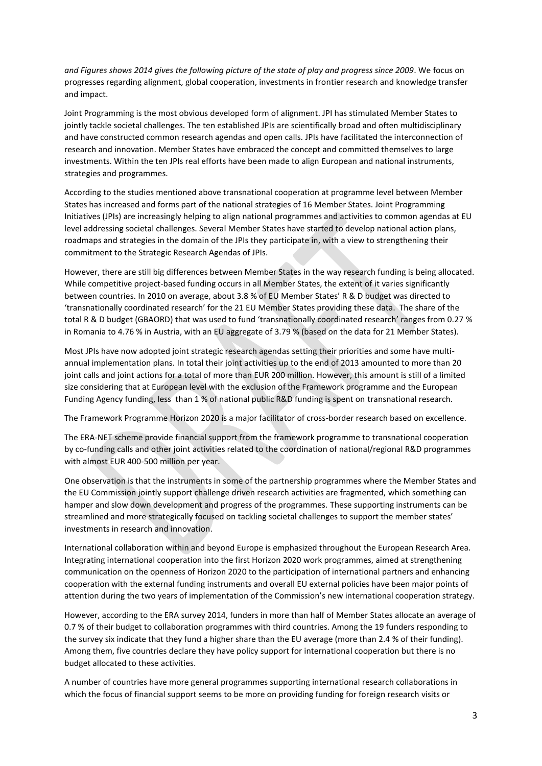*and Figures shows 2014 gives the following picture of the state of play and progress since 2009*. We focus on progresses regarding alignment, global cooperation, investments in frontier research and knowledge transfer and impact.

Joint Programming is the most obvious developed form of alignment. JPI has stimulated Member States to jointly tackle societal challenges. The ten established JPIs are scientifically broad and often multidisciplinary and have constructed common research agendas and open calls. JPIs have facilitated the interconnection of research and innovation. Member States have embraced the concept and committed themselves to large investments. Within the ten JPIs real efforts have been made to align European and national instruments, strategies and programmes.

According to the studies mentioned above transnational cooperation at programme level between Member States has increased and forms part of the national strategies of 16 Member States. Joint Programming Initiatives (JPIs) are increasingly helping to align national programmes and activities to common agendas at EU level addressing societal challenges. Several Member States have started to develop national action plans, roadmaps and strategies in the domain of the JPIs they participate in, with a view to strengthening their commitment to the Strategic Research Agendas of JPIs.

However, there are still big differences between Member States in the way research funding is being allocated. While competitive project-based funding occurs in all Member States, the extent of it varies significantly between countries. In 2010 on average, about 3.8 % of EU Member States' R & D budget was directed to 'transnationally coordinated research' for the 21 EU Member States providing these data. The share of the total R & D budget (GBAORD) that was used to fund 'transnationally coordinated research' ranges from 0.27 % in Romania to 4.76 % in Austria, with an EU aggregate of 3.79 % (based on the data for 21 Member States).

Most JPIs have now adopted joint strategic research agendas setting their priorities and some have multi-annual implementation plans. In total their joint activities up to the end of 2013 amounted to more than 20 joint calls and joint actions for a total of more than EUR 200 million. However, this amount is still of a limited size considering that at European level with the exclusion of the Framework programme and the European Funding Agency funding, less than 1 % of national public R&D funding is spent on transnational research.

The Framework Programme Horizon 2020 is a major facilitator of cross-border research based on excellence.

The ERA-NET scheme provide financial support from the framework programme to transnational cooperation by co-funding calls and other joint activities related to the coordination of national/regional R&D programmes with almost EUR 400-500 million per year.

One observation is that the instruments in some of the partnership programmes where the Member States and the EU Commission jointly support challenge driven research activities are fragmented, which something can hamper and slow down development and progress of the programmes. These supporting instruments can be streamlined and more strategically focused on tackling societal challenges to support the member states' investments in research and innovation.

International collaboration within and beyond Europe is emphasized throughout the European Research Area. Integrating international cooperation into the first Horizon 2020 work programmes, aimed at strengthening communication on the openness of Horizon 2020 to the participation of international partners and enhancing cooperation with the external funding instruments and overall EU external policies have been major points of attention during the two years of implementation of the Commission's new international cooperation strategy.

However, according to the ERA survey 2014, funders in more than half of Member States allocate an average of 0.7 % of their budget to collaboration programmes with third countries. Among the 19 funders responding to the survey six indicate that they fund a higher share than the EU average (more than 2.4 % of their funding). Among them, five countries declare they have policy support for international cooperation but there is no budget allocated to these activities.

A number of countries have more general programmes supporting international research collaborations in which the focus of financial support seems to be more on providing funding for foreign research visits or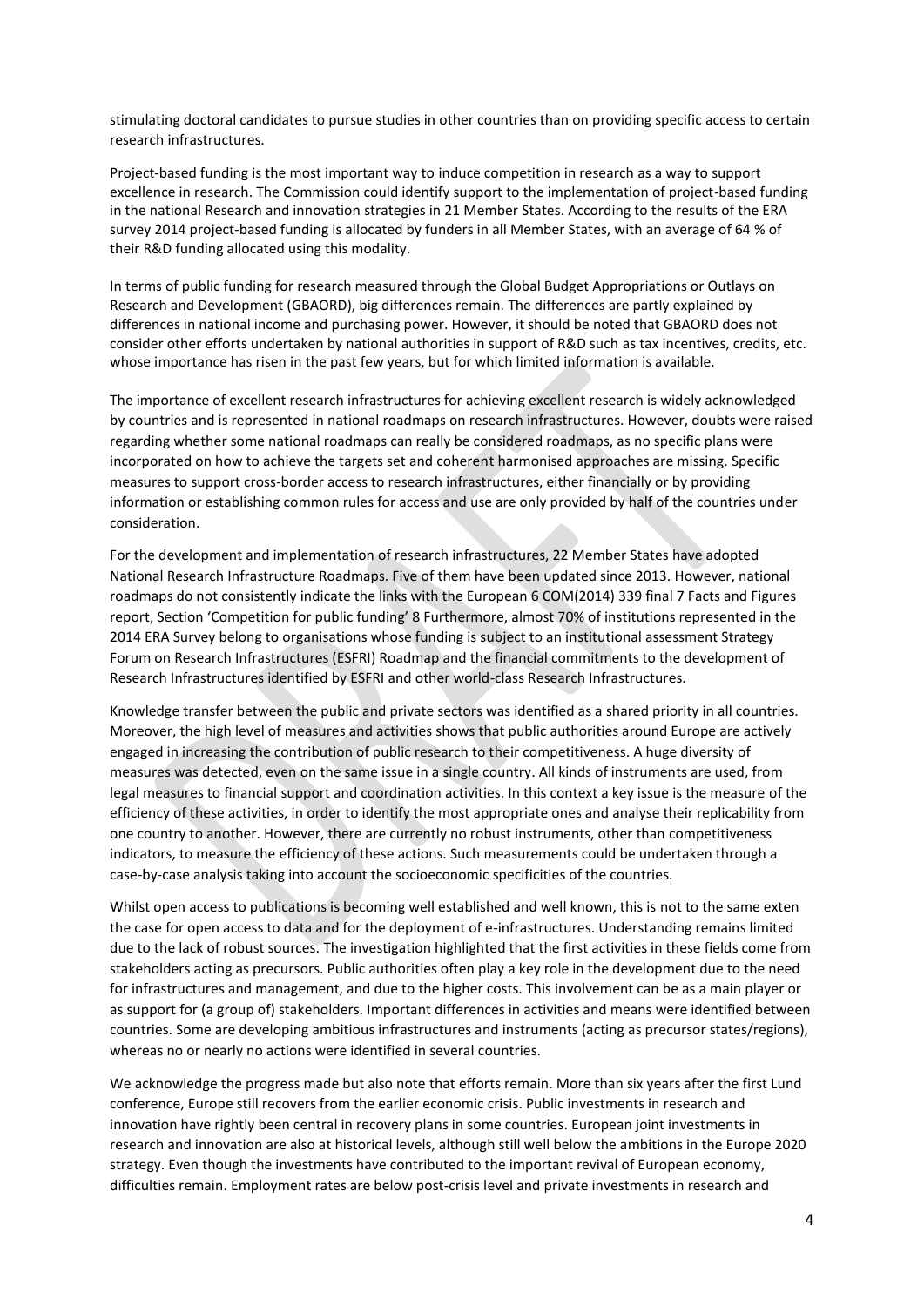stimulating doctoral candidates to pursue studies in other countries than on providing specific access to certain research infrastructures.

Project-based funding is the most important way to induce competition in research as a way to support excellence in research. The Commission could identify support to the implementation of project-based funding in the national Research and innovation strategies in 21 Member States. According to the results of the ERA survey 2014 project-based funding is allocated by funders in all Member States, with an average of 64 % of their R&D funding allocated using this modality.

In terms of public funding for research measured through the Global Budget Appropriations or Outlays on Research and Development (GBAORD), big differences remain. The differences are partly explained by differences in national income and purchasing power. However, it should be noted that GBAORD does not consider other efforts undertaken by national authorities in support of R&D such as tax incentives, credits, etc. whose importance has risen in the past few years, but for which limited information is available.

The importance of excellent research infrastructures for achieving excellent research is widely acknowledged by countries and is represented in national roadmaps on research infrastructures. However, doubts were raised regarding whether some national roadmaps can really be considered roadmaps, as no specific plans were incorporated on how to achieve the targets set and coherent harmonised approaches are missing. Specific measures to support cross-border access to research infrastructures, either financially or by providing information or establishing common rules for access and use are only provided by half of the countries under consideration.

For the development and implementation of research infrastructures, 22 Member States have adopted National Research Infrastructure Roadmaps. Five of them have been updated since 2013. However, national roadmaps do not consistently indicate the links with the European 6 COM(2014) 339 final 7 Facts and Figures report, Section 'Competition for public funding' 8 Furthermore, almost 70% of institutions represented in the 2014 ERA Survey belong to organisations whose funding is subject to an institutional assessment Strategy Forum on Research Infrastructures (ESFRI) Roadmap and the financial commitments to the development of Research Infrastructures identified by ESFRI and other world-class Research Infrastructures.

Knowledge transfer between the public and private sectors was identified as a shared priority in all countries. Moreover, the high level of measures and activities shows that public authorities around Europe are actively engaged in increasing the contribution of public research to their competitiveness. A huge diversity of measures was detected, even on the same issue in a single country. All kinds of instruments are used, from legal measures to financial support and coordination activities. In this context a key issue is the measure of the efficiency of these activities, in order to identify the most appropriate ones and analyse their replicability from one country to another. However, there are currently no robust instruments, other than competitiveness indicators, to measure the efficiency of these actions. Such measurements could be undertaken through a case-by-case analysis taking into account the socioeconomic specificities of the countries.

Whilst open access to publications is becoming well established and well known, this is not to the same exten the case for open access to data and for the deployment of e-infrastructures. Understanding remains limited due to the lack of robust sources. The investigation highlighted that the first activities in these fields come from stakeholders acting as precursors. Public authorities often play a key role in the development due to the need for infrastructures and management, and due to the higher costs. This involvement can be as a main player or as support for (a group of) stakeholders. Important differences in activities and means were identified between countries. Some are developing ambitious infrastructures and instruments (acting as precursor states/regions), whereas no or nearly no actions were identified in several countries.

We acknowledge the progress made but also note that efforts remain. More than six years after the first Lund conference, Europe still recovers from the earlier economic crisis. Public investments in research and innovation have rightly been central in recovery plans in some countries. European joint investments in research and innovation are also at historical levels, although still well below the ambitions in the Europe 2020 strategy. Even though the investments have contributed to the important revival of European economy, difficulties remain. Employment rates are below post-crisis level and private investments in research and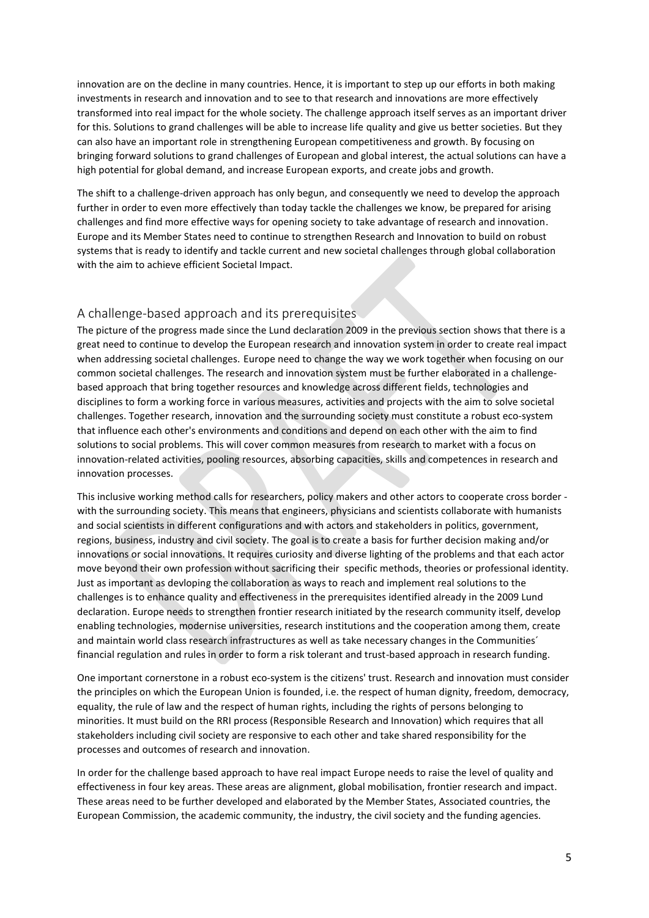innovation are on the decline in many countries. Hence, it is important to step up our efforts in both making investments in research and innovation and to see to that research and innovations are more effectively transformed into real impact for the whole society. The challenge approach itself serves as an important driver for this. Solutions to grand challenges will be able to increase life quality and give us better societies. But they can also have an important role in strengthening European competitiveness and growth. By focusing on bringing forward solutions to grand challenges of European and global interest, the actual solutions can have a high potential for global demand, and increase European exports, and create jobs and growth.

The shift to a challenge-driven approach has only begun, and consequently we need to develop the approach further in order to even more effectively than today tackle the challenges we know, be prepared for arising challenges and find more effective ways for opening society to take advantage of research and innovation. Europe and its Member States need to continue to strengthen Research and Innovation to build on robust systems that is ready to identify and tackle current and new societal challenges through global collaboration with the aim to achieve efficient Societal Impact.

## A challenge-based approach and its prerequisites

The picture of the progress made since the Lund declaration 2009 in the previous section shows that there is a great need to continue to develop the European research and innovation system in order to create real impact when addressing societal challenges. Europe need to change the way we work together when focusing on our common societal challenges. The research and innovation system must be further elaborated in a challenge-based approach that bring together resources and knowledge across different fields, technologies and disciplines to form a working force in various measures, activities and projects with the aim to solve societal challenges. Together research, innovation and the surrounding society must constitute a robust eco-system that influence each other's environments and conditions and depend on each other with the aim to find solutions to social problems. This will cover common measures from research to market with a focus on innovation-related activities, pooling resources, absorbing capacities, skills and competences in research and innovation processes.

This inclusive working method calls for researchers, policy makers and other actors to cooperate cross border - with the surrounding society. This means that engineers, physicians and scientists collaborate with humanists and social scientists in different configurations and with actors and stakeholders in politics, government, regions, business, industry and civil society. The goal is to create a basis for further decision making and/or innovations or social innovations. It requires curiosity and diverse lighting of the problems and that each actor move beyond their own profession without sacrificing their specific methods, theories or professional identity. Just as important as devloping the collaboration as ways to reach and implement real solutions to the challenges is to enhance quality and effectiveness in the prerequisites identified already in the 2009 Lund declaration. Europe needs to strengthen frontier research initiated by the research community itself, develop enabling technologies, modernise universities, research institutions and the cooperation among them, create and maintain world class research infrastructures as well as take necessary changes in the Communities´ financial regulation and rules in order to form a risk tolerant and trust-based approach in research funding.

One important cornerstone in a robust eco-system is the citizens' trust. Research and innovation must consider the principles on which the European Union is founded, i.e. the respect of human dignity, freedom, democracy, equality, the rule of law and the respect of human rights, including the rights of persons belonging to minorities. It must build on the RRI process (Responsible Research and Innovation) which requires that all stakeholders including civil society are responsive to each other and take shared responsibility for the processes and outcomes of research and innovation.

In order for the challenge based approach to have real impact Europe needs to raise the level of quality and effectiveness in four key areas. These areas are alignment, global mobilisation, frontier research and impact. These areas need to be further developed and elaborated by the Member States, Associated countries, the European Commission, the academic community, the industry, the civil society and the funding agencies.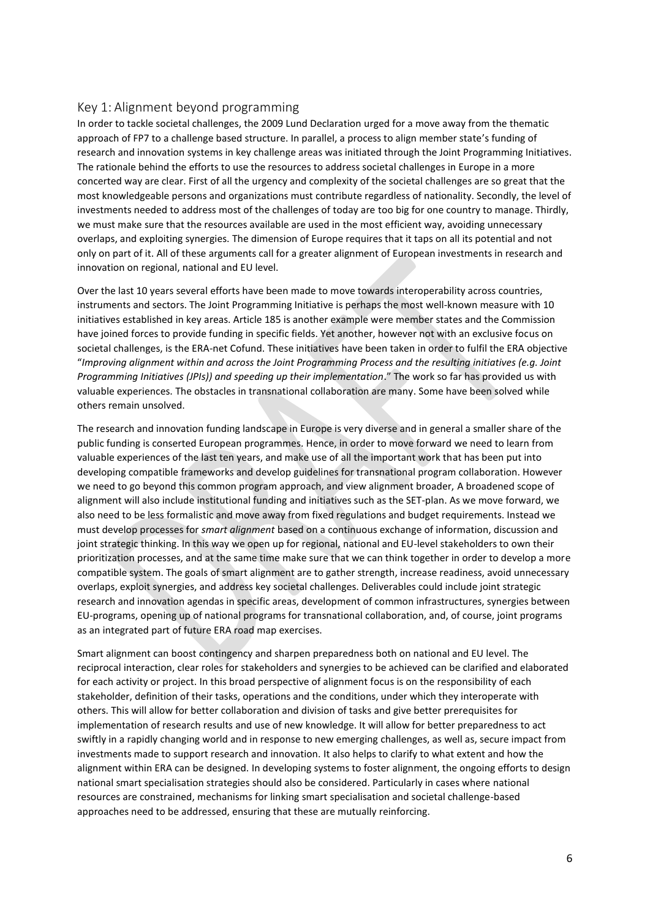## Key 1: Alignment beyond programming

In order to tackle societal challenges, the 2009 Lund Declaration urged for a move away from the thematic approach of FP7 to a challenge based structure. In parallel, a process to align member state's funding of research and innovation systems in key challenge areas was initiated through the Joint Programming Initiatives. The rationale behind the efforts to use the resources to address societal challenges in Europe in a more concerted way are clear. First of all the urgency and complexity of the societal challenges are so great that the most knowledgeable persons and organizations must contribute regardless of nationality. Secondly, the level of investments needed to address most of the challenges of today are too big for one country to manage. Thirdly, we must make sure that the resources available are used in the most efficient way, avoiding unnecessary overlaps, and exploiting synergies. The dimension of Europe requires that it taps on all its potential and not only on part of it. All of these arguments call for a greater alignment of European investments in research and innovation on regional, national and EU level.

Over the last 10 years several efforts have been made to move towards interoperability across countries, instruments and sectors. The Joint Programming Initiative is perhaps the most well-known measure with 10 initiatives established in key areas. Article 185 is another example were member states and the Commission have joined forces to provide funding in specific fields. Yet another, however not with an exclusive focus on societal challenges, is the ERA-net Cofund. These initiatives have been taken in order to fulfil the ERA objective "*Improving alignment within and across the Joint Programming Process and the resulting initiatives (e.g. Joint Programming Initiatives (JPIs)) and speeding up their implementation*." The work so far has provided us with valuable experiences. The obstacles in transnational collaboration are many. Some have been solved while others remain unsolved.

The research and innovation funding landscape in Europe is very diverse and in general a smaller share of the public funding is conserted European programmes. Hence, in order to move forward we need to learn from valuable experiences of the last ten years, and make use of all the important work that has been put into developing compatible frameworks and develop guidelines for transnational program collaboration. However we need to go beyond this common program approach, and view alignment broader, A broadened scope of alignment will also include institutional funding and initiatives such as the SET-plan. As we move forward, we also need to be less formalistic and move away from fixed regulations and budget requirements. Instead we must develop processes for *smart alignment* based on a continuous exchange of information, discussion and joint strategic thinking. In this way we open up for regional, national and EU-level stakeholders to own their prioritization processes, and at the same time make sure that we can think together in order to develop a more compatible system. The goals of smart alignment are to gather strength, increase readiness, avoid unnecessary overlaps, exploit synergies, and address key societal challenges. Deliverables could include joint strategic research and innovation agendas in specific areas, development of common infrastructures, synergies between EU-programs, opening up of national programs for transnational collaboration, and, of course, joint programs as an integrated part of future ERA road map exercises.

Smart alignment can boost contingency and sharpen preparedness both on national and EU level. The reciprocal interaction, clear roles for stakeholders and synergies to be achieved can be clarified and elaborated for each activity or project. In this broad perspective of alignment focus is on the responsibility of each stakeholder, definition of their tasks, operations and the conditions, under which they interoperate with others. This will allow for better collaboration and division of tasks and give better prerequisites for implementation of research results and use of new knowledge. It will allow for better preparedness to act swiftly in a rapidly changing world and in response to new emerging challenges, as well as, secure impact from investments made to support research and innovation. It also helps to clarify to what extent and how the alignment within ERA can be designed. In developing systems to foster alignment, the ongoing efforts to design national smart specialisation strategies should also be considered. Particularly in cases where national resources are constrained, mechanisms for linking smart specialisation and societal challenge-based approaches need to be addressed, ensuring that these are mutually reinforcing.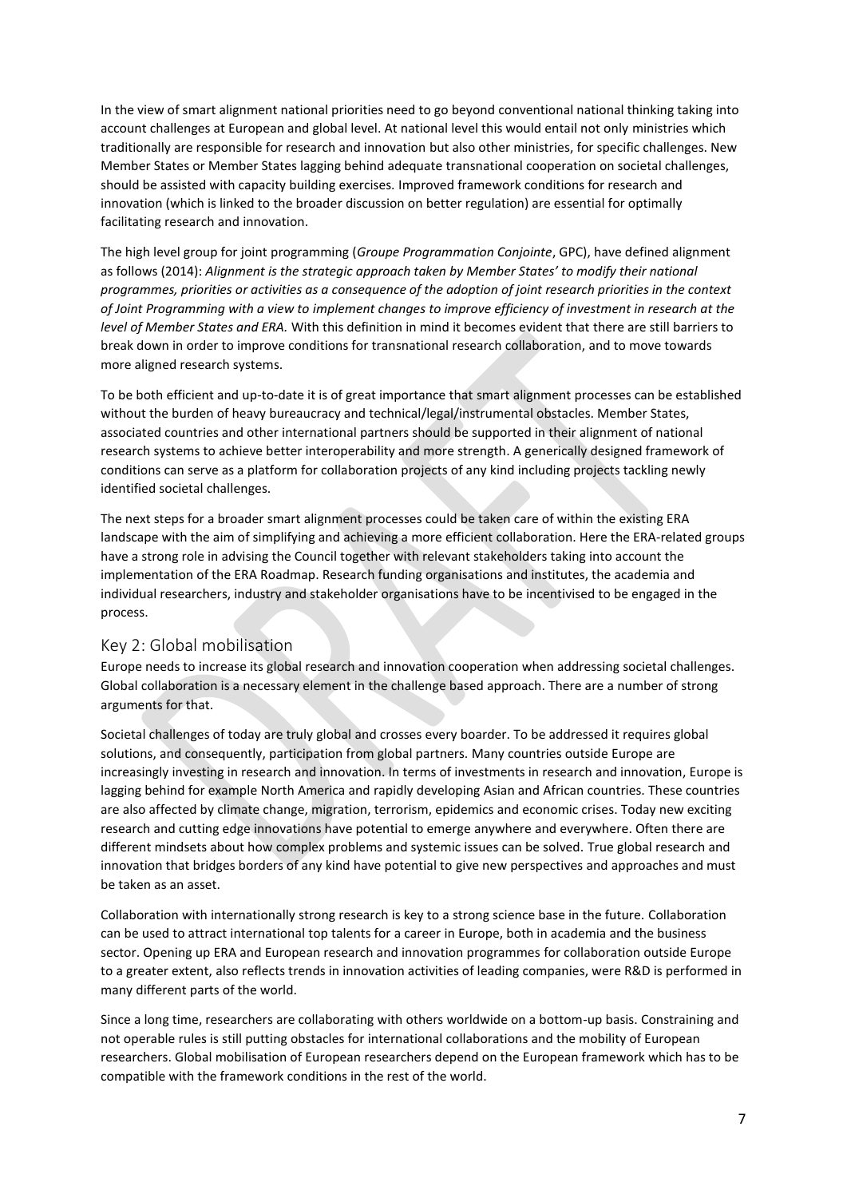In the view of smart alignment national priorities need to go beyond conventional national thinking taking into account challenges at European and global level. At national level this would entail not only ministries which traditionally are responsible for research and innovation but also other ministries, for specific challenges. New Member States or Member States lagging behind adequate transnational cooperation on societal challenges, should be assisted with capacity building exercises. Improved framework conditions for research and innovation (which is linked to the broader discussion on better regulation) are essential for optimally facilitating research and innovation.

The high level group for joint programming (*Groupe Programmation Conjointe*, GPC), have defined alignment as follows (2014): *Alignment is the strategic approach taken by Member States' to modify their national programmes, priorities or activities as a consequence of the adoption of joint research priorities in the context of Joint Programming with a view to implement changes to improve efficiency of investment in research at the level of Member States and ERA.* With this definition in mind it becomes evident that there are still barriers to break down in order to improve conditions for transnational research collaboration, and to move towards more aligned research systems.

To be both efficient and up-to-date it is of great importance that smart alignment processes can be established without the burden of heavy bureaucracy and technical/legal/instrumental obstacles. Member States, associated countries and other international partners should be supported in their alignment of national research systems to achieve better interoperability and more strength. A generically designed framework of conditions can serve as a platform for collaboration projects of any kind including projects tackling newly identified societal challenges.

The next steps for a broader smart alignment processes could be taken care of within the existing ERA landscape with the aim of simplifying and achieving a more efficient collaboration. Here the ERA-related groups have a strong role in advising the Council together with relevant stakeholders taking into account the implementation of the ERA Roadmap. Research funding organisations and institutes, the academia and individual researchers, industry and stakeholder organisations have to be incentivised to be engaged in the process.

## Key 2: Global mobilisation

Europe needs to increase its global research and innovation cooperation when addressing societal challenges. Global collaboration is a necessary element in the challenge based approach. There are a number of strong arguments for that.

Societal challenges of today are truly global and crosses every boarder. To be addressed it requires global solutions, and consequently, participation from global partners. Many countries outside Europe are increasingly investing in research and innovation. In terms of investments in research and innovation, Europe is lagging behind for example North America and rapidly developing Asian and African countries. These countries are also affected by climate change, migration, terrorism, epidemics and economic crises. Today new exciting research and cutting edge innovations have potential to emerge anywhere and everywhere. Often there are different mindsets about how complex problems and systemic issues can be solved. True global research and innovation that bridges borders of any kind have potential to give new perspectives and approaches and must be taken as an asset.

Collaboration with internationally strong research is key to a strong science base in the future. Collaboration can be used to attract international top talents for a career in Europe, both in academia and the business sector. Opening up ERA and European research and innovation programmes for collaboration outside Europe to a greater extent, also reflects trends in innovation activities of leading companies, were R&D is performed in many different parts of the world.

Since a long time, researchers are collaborating with others worldwide on a bottom-up basis. Constraining and not operable rules is still putting obstacles for international collaborations and the mobility of European researchers. Global mobilisation of European researchers depend on the European framework which has to be compatible with the framework conditions in the rest of the world.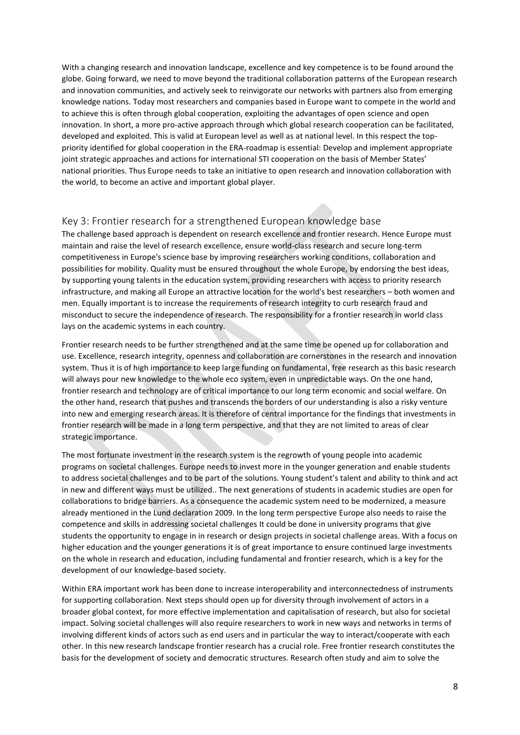With a changing research and innovation landscape, excellence and key competence is to be found around the globe. Going forward, we need to move beyond the traditional collaboration patterns of the European research and innovation communities, and actively seek to reinvigorate our networks with partners also from emerging knowledge nations. Today most researchers and companies based in Europe want to compete in the world and to achieve this is often through global cooperation, exploiting the advantages of open science and open innovation. In short, a more pro-active approach through which global research cooperation can be facilitated, developed and exploited. This is valid at European level as well as at national level. In this respect the top-priority identified for global cooperation in the ERA-roadmap is essential: Develop and implement appropriate joint strategic approaches and actions for international STI cooperation on the basis of Member States' national priorities. Thus Europe needs to take an initiative to open research and innovation collaboration with the world, to become an active and important global player.

## Key 3: Frontier research for a strengthened European knowledge base

The challenge based approach is dependent on research excellence and frontier research. Hence Europe must maintain and raise the level of research excellence, ensure world-class research and secure long-term competitiveness in Europe's science base by improving researchers working conditions, collaboration and possibilities for mobility. Quality must be ensured throughout the whole Europe, by endorsing the best ideas, by supporting young talents in the education system, providing researchers with access to priority research infrastructure, and making all Europe an attractive location for the world's best researchers – both women and men. Equally important is to increase the requirements of research integrity to curb research fraud and misconduct to secure the independence of research. The responsibility for a frontier research in world class lays on the academic systems in each country.

Frontier research needs to be further strengthened and at the same time be opened up for collaboration and use. Excellence, research integrity, openness and collaboration are cornerstones in the research and innovation system. Thus it is of high importance to keep large funding on fundamental, free research as this basic research will always pour new knowledge to the whole eco system, even in unpredictable ways. On the one hand, frontier research and technology are of critical importance to our long term economic and social welfare. On the other hand, research that pushes and transcends the borders of our understanding is also a risky venture into new and emerging research areas. It is therefore of central importance for the findings that investments in frontier research will be made in a long term perspective, and that they are not limited to areas of clear strategic importance.

The most fortunate investment in the research system is the regrowth of young people into academic programs on societal challenges. Europe needs to invest more in the younger generation and enable students to address societal challenges and to be part of the solutions. Young student's talent and ability to think and act in new and different ways must be utilized.. The next generations of students in academic studies are open for collaborations to bridge barriers. As a consequence the academic system need to be modernized, a measure already mentioned in the Lund declaration 2009. In the long term perspective Europe also needs to raise the competence and skills in addressing societal challenges It could be done in university programs that give students the opportunity to engage in in research or design projects in societal challenge areas. With a focus on higher education and the younger generations it is of great importance to ensure continued large investments on the whole in research and education, including fundamental and frontier research, which is a key for the development of our knowledge-based society.

Within ERA important work has been done to increase interoperability and interconnectedness of instruments for supporting collaboration. Next steps should open up for diversity through involvement of actors in a broader global context, for more effective implementation and capitalisation of research, but also for societal impact. Solving societal challenges will also require researchers to work in new ways and networks in terms of involving different kinds of actors such as end users and in particular the way to interact/cooperate with each other. In this new research landscape frontier research has a crucial role. Free frontier research constitutes the basis for the development of society and democratic structures. Research often study and aim to solve the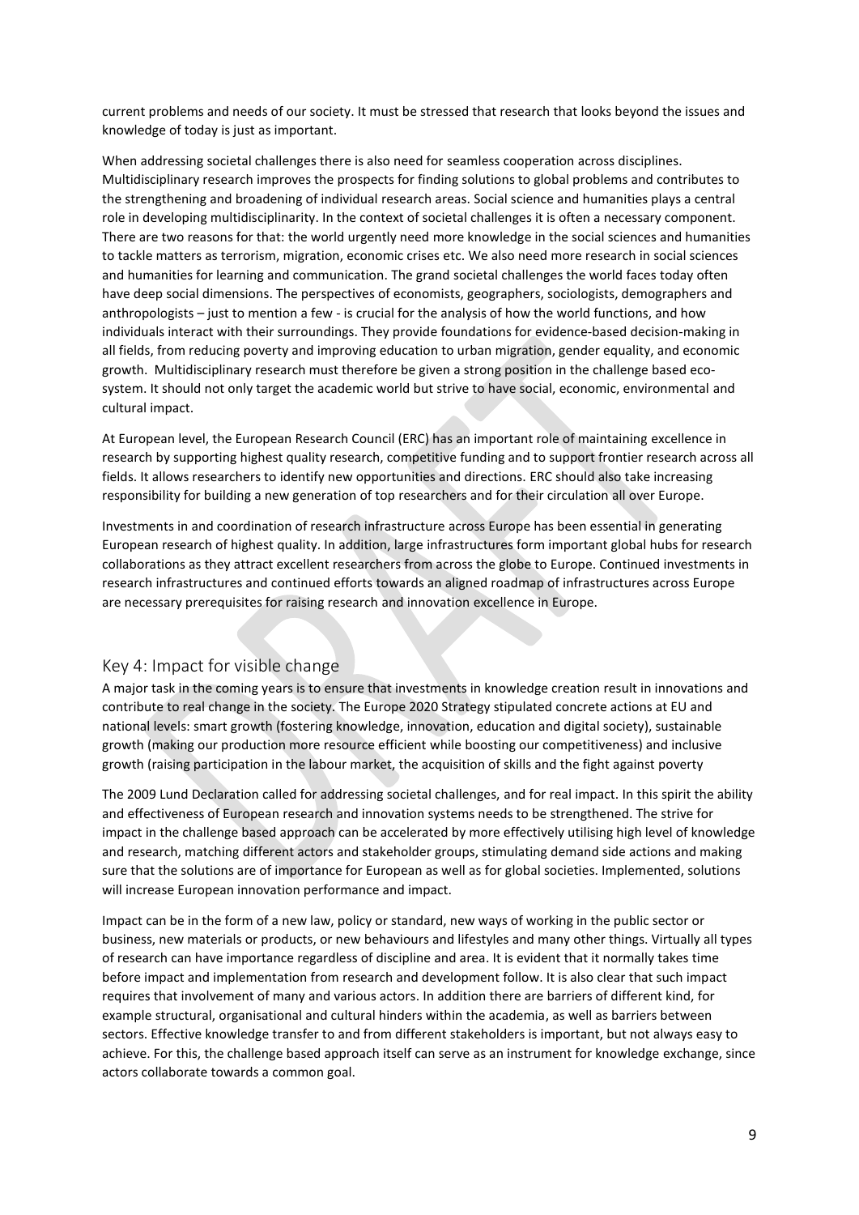current problems and needs of our society. It must be stressed that research that looks beyond the issues and knowledge of today is just as important.

When addressing societal challenges there is also need for seamless cooperation across disciplines. Multidisciplinary research improves the prospects for finding solutions to global problems and contributes to the strengthening and broadening of individual research areas. Social science and humanities plays a central role in developing multidisciplinarity. In the context of societal challenges it is often a necessary component. There are two reasons for that: the world urgently need more knowledge in the social sciences and humanities to tackle matters as terrorism, migration, economic crises etc. We also need more research in social sciences and humanities for learning and communication. The grand societal challenges the world faces today often have deep social dimensions. The perspectives of economists, geographers, sociologists, demographers and anthropologists – just to mention a few - is crucial for the analysis of how the world functions, and how individuals interact with their surroundings. They provide foundations for evidence-based decision-making in all fields, from reducing poverty and improving education to urban migration, gender equality, and economic growth. Multidisciplinary research must therefore be given a strong position in the challenge based eco-system. It should not only target the academic world but strive to have social, economic, environmental and cultural impact.

At European level, the European Research Council (ERC) has an important role of maintaining excellence in research by supporting highest quality research, competitive funding and to support frontier research across all fields. It allows researchers to identify new opportunities and directions. ERC should also take increasing responsibility for building a new generation of top researchers and for their circulation all over Europe.

Investments in and coordination of research infrastructure across Europe has been essential in generating European research of highest quality. In addition, large infrastructures form important global hubs for research collaborations as they attract excellent researchers from across the globe to Europe. Continued investments in research infrastructures and continued efforts towards an aligned roadmap of infrastructures across Europe are necessary prerequisites for raising research and innovation excellence in Europe.

## Key 4: Impact for visible change

A major task in the coming years is to ensure that investments in knowledge creation result in innovations and contribute to real change in the society. The Europe 2020 Strategy stipulated concrete actions at EU and national levels: smart growth (fostering knowledge, innovation, education and digital society), sustainable growth (making our production more resource efficient while boosting our competitiveness) and inclusive growth (raising participation in the labour market, the acquisition of skills and the fight against poverty

The 2009 Lund Declaration called for addressing societal challenges, and for real impact. In this spirit the ability and effectiveness of European research and innovation systems needs to be strengthened. The strive for impact in the challenge based approach can be accelerated by more effectively utilising high level of knowledge and research, matching different actors and stakeholder groups, stimulating demand side actions and making sure that the solutions are of importance for European as well as for global societies. Implemented, solutions will increase European innovation performance and impact.

Impact can be in the form of a new law, policy or standard, new ways of working in the public sector or business, new materials or products, or new behaviours and lifestyles and many other things. Virtually all types of research can have importance regardless of discipline and area. It is evident that it normally takes time before impact and implementation from research and development follow. It is also clear that such impact requires that involvement of many and various actors. In addition there are barriers of different kind, for example structural, organisational and cultural hinders within the academia, as well as barriers between sectors. Effective knowledge transfer to and from different stakeholders is important, but not always easy to achieve. For this, the challenge based approach itself can serve as an instrument for knowledge exchange, since actors collaborate towards a common goal.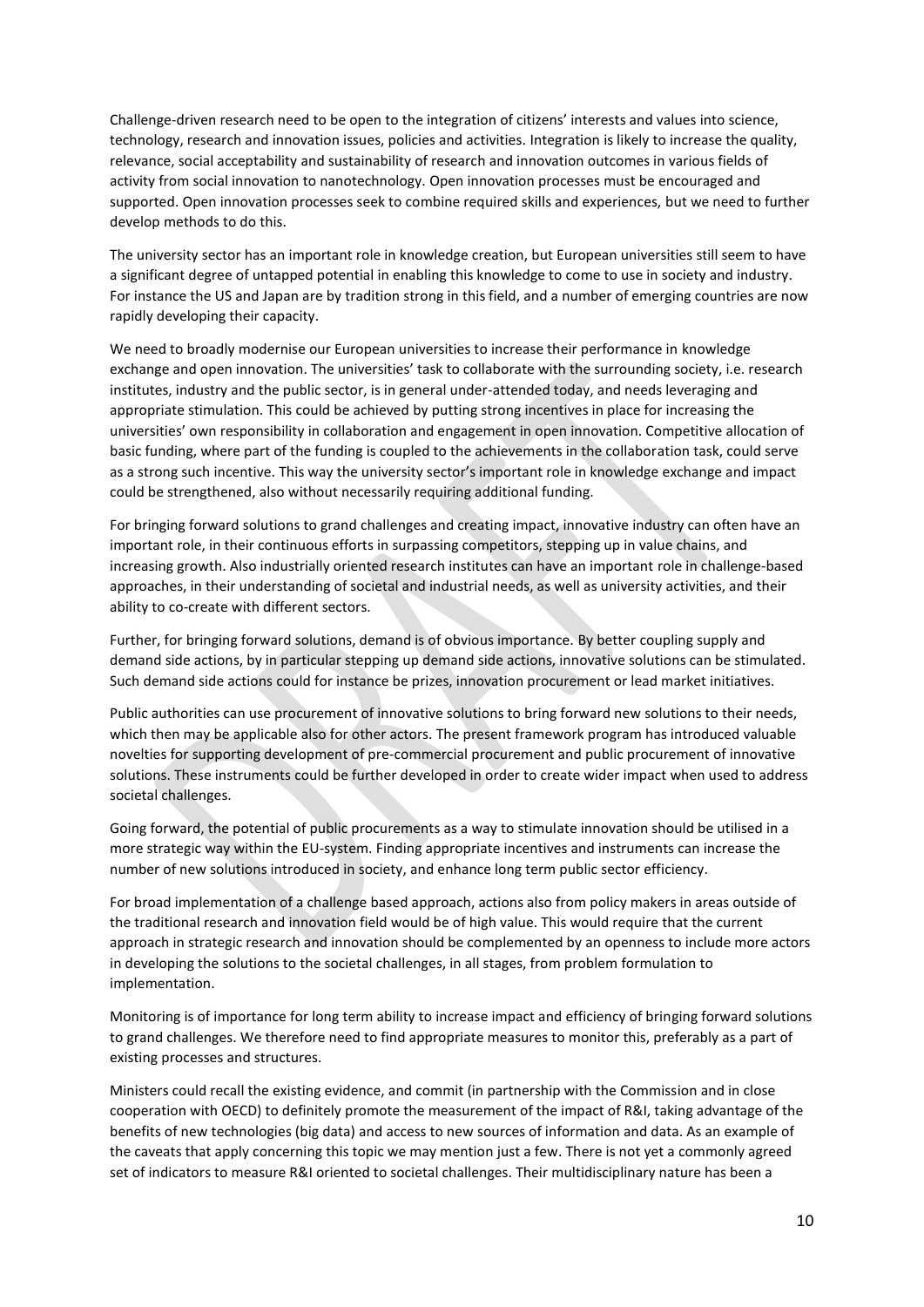Challenge-driven research need to be open to the integration of citizens' interests and values into science, technology, research and innovation issues, policies and activities. Integration is likely to increase the quality, relevance, social acceptability and sustainability of research and innovation outcomes in various fields of activity from social innovation to nanotechnology. Open innovation processes must be encouraged and supported. Open innovation processes seek to combine required skills and experiences, but we need to further develop methods to do this.

The university sector has an important role in knowledge creation, but European universities still seem to have a significant degree of untapped potential in enabling this knowledge to come to use in society and industry. For instance the US and Japan are by tradition strong in this field, and a number of emerging countries are now rapidly developing their capacity.

We need to broadly modernise our European universities to increase their performance in knowledge exchange and open innovation. The universities' task to collaborate with the surrounding society, i.e. research institutes, industry and the public sector, is in general under-attended today, and needs leveraging and appropriate stimulation. This could be achieved by putting strong incentives in place for increasing the universities' own responsibility in collaboration and engagement in open innovation. Competitive allocation of basic funding, where part of the funding is coupled to the achievements in the collaboration task, could serve as a strong such incentive. This way the university sector's important role in knowledge exchange and impact could be strengthened, also without necessarily requiring additional funding.

For bringing forward solutions to grand challenges and creating impact, innovative industry can often have an important role, in their continuous efforts in surpassing competitors, stepping up in value chains, and increasing growth. Also industrially oriented research institutes can have an important role in challenge-based approaches, in their understanding of societal and industrial needs, as well as university activities, and their ability to co-create with different sectors.

Further, for bringing forward solutions, demand is of obvious importance. By better coupling supply and demand side actions, by in particular stepping up demand side actions, innovative solutions can be stimulated. Such demand side actions could for instance be prizes, innovation procurement or lead market initiatives.

Public authorities can use procurement of innovative solutions to bring forward new solutions to their needs, which then may be applicable also for other actors. The present framework program has introduced valuable novelties for supporting development of pre-commercial procurement and public procurement of innovative solutions. These instruments could be further developed in order to create wider impact when used to address societal challenges.

Going forward, the potential of public procurements as a way to stimulate innovation should be utilised in a more strategic way within the EU-system. Finding appropriate incentives and instruments can increase the number of new solutions introduced in society, and enhance long term public sector efficiency.

For broad implementation of a challenge based approach, actions also from policy makers in areas outside of the traditional research and innovation field would be of high value. This would require that the current approach in strategic research and innovation should be complemented by an openness to include more actors in developing the solutions to the societal challenges, in all stages, from problem formulation to implementation.

Monitoring is of importance for long term ability to increase impact and efficiency of bringing forward solutions to grand challenges. We therefore need to find appropriate measures to monitor this, preferably as a part of existing processes and structures.

Ministers could recall the existing evidence, and commit (in partnership with the Commission and in close cooperation with OECD) to definitely promote the measurement of the impact of R&I, taking advantage of the benefits of new technologies (big data) and access to new sources of information and data. As an example of the caveats that apply concerning this topic we may mention just a few. There is not yet a commonly agreed set of indicators to measure R&I oriented to societal challenges. Their multidisciplinary nature has been a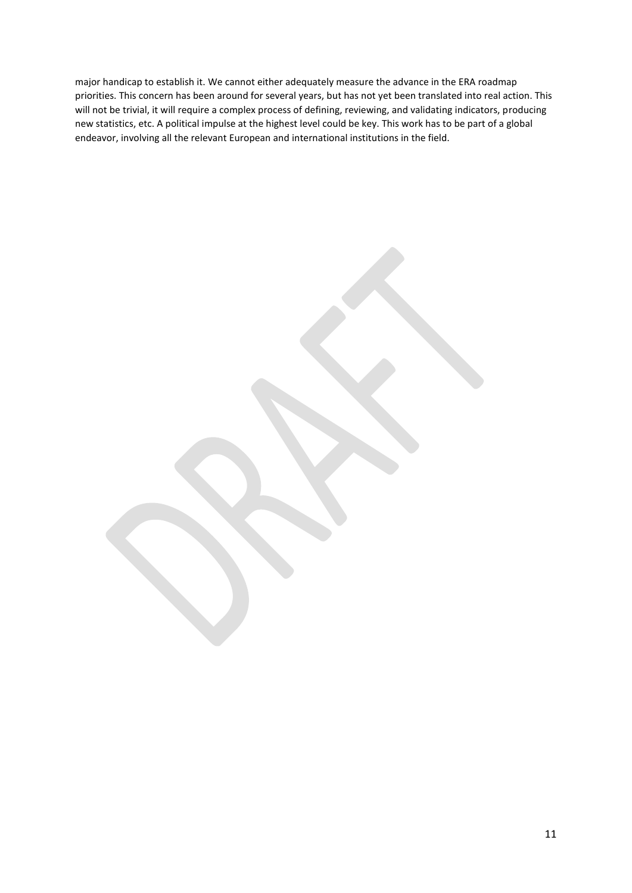major handicap to establish it. We cannot either adequately measure the advance in the ERA roadmap priorities. This concern has been around for several years, but has not yet been translated into real action. This will not be trivial, it will require a complex process of defining, reviewing, and validating indicators, producing new statistics, etc. A political impulse at the highest level could be key. This work has to be part of a global endeavor, involving all the relevant European and international institutions in the field.